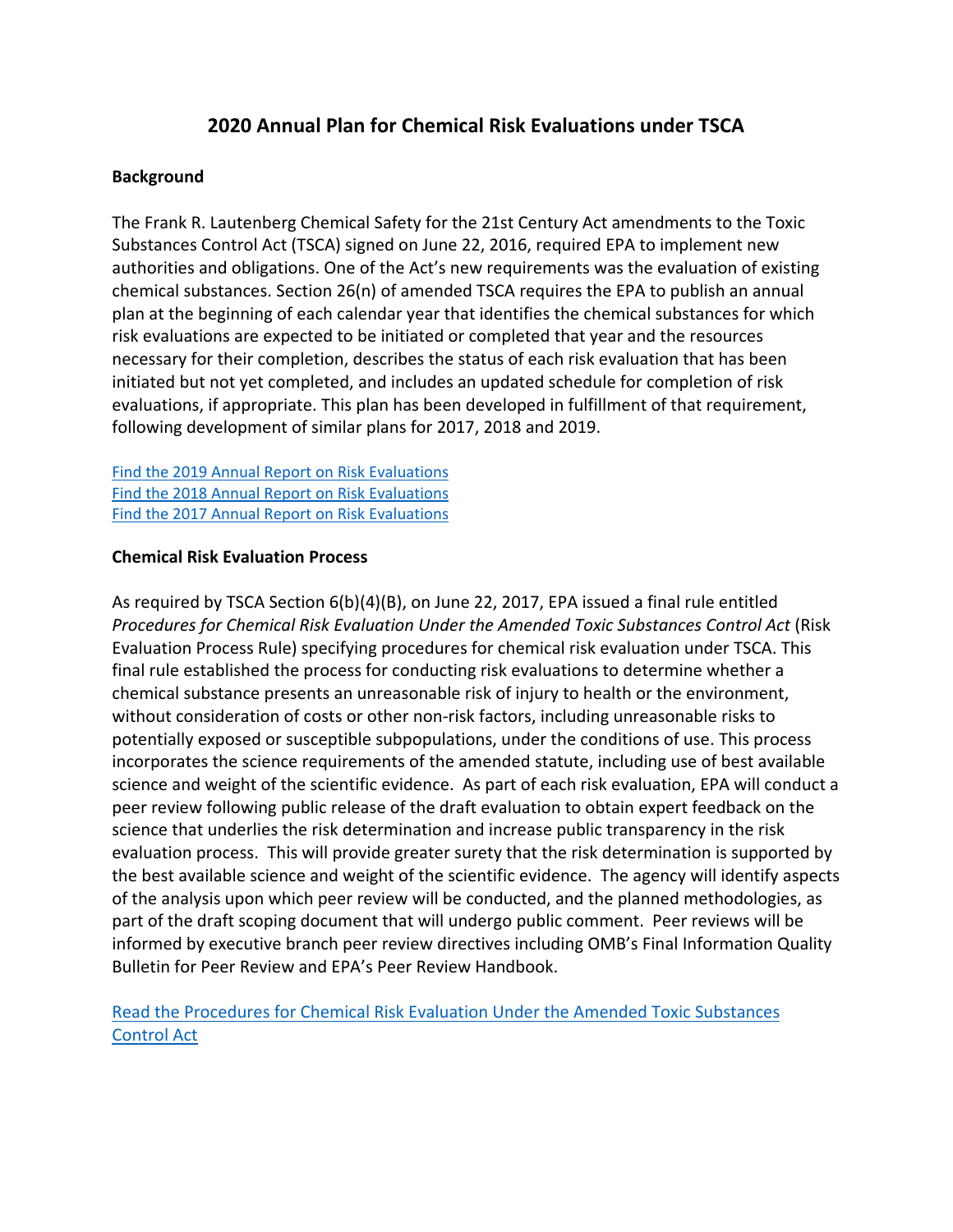# 2020 Annual Plan for Chemical Risk Evaluations under TSCA

## Background

The Frank R. Lautenberg Chemical Safety for the 21st Century Act amendments to the Toxic Substances Control Act (TSCA) signed on June 22, 2016, required EPA to implement new authorities and obligations. One of the Act's new requirements was the evaluation of existing chemical substances. Section 26(n) of amended TSCA requires the EPA to publish an annual plan at the beginning of each calendar year that identifies the chemical substances for which risk evaluations are expected to be initiated or completed that year and the resources necessary for their completion, describes the status of each risk evaluation that has been initiated but not yet completed, and includes an updated schedule for completion of risk evaluations, if appropriate. This plan has been developed in fulfillment of that requirement, following development of similar plans for 2017, 2018 and 2019.

Find the 2019 Annual Report on Risk Evaluations
Find the 2018 Annual Report on Risk Evaluations
Find the 2017 Annual Report on Risk Evaluations

## Chemical Risk Evaluation Process

As required by TSCA Section 6(b)(4)(B), on June 22, 2017, EPA issued a final rule entitled *Procedures for Chemical Risk Evaluation Under the Amended Toxic Substances Control Act* (Risk Evaluation Process Rule) specifying procedures for chemical risk evaluation under TSCA. This final rule established the process for conducting risk evaluations to determine whether a chemical substance presents an unreasonable risk of injury to health or the environment, without consideration of costs or other non-risk factors, including unreasonable risks to potentially exposed or susceptible subpopulations, under the conditions of use. This process incorporates the science requirements of the amended statute, including use of best available science and weight of the scientific evidence. As part of each risk evaluation, EPA will conduct a peer review following public release of the draft evaluation to obtain expert feedback on the science that underlies the risk determination and increase public transparency in the risk evaluation process. This will provide greater surety that the risk determination is supported by the best available science and weight of the scientific evidence. The agency will identify aspects of the analysis upon which peer review will be conducted, and the planned methodologies, as part of the draft scoping document that will undergo public comment. Peer reviews will be informed by executive branch peer review directives including OMB's Final Information Quality Bulletin for Peer Review and EPA's Peer Review Handbook.

Read the Procedures for Chemical Risk Evaluation Under the Amended Toxic Substances Control Act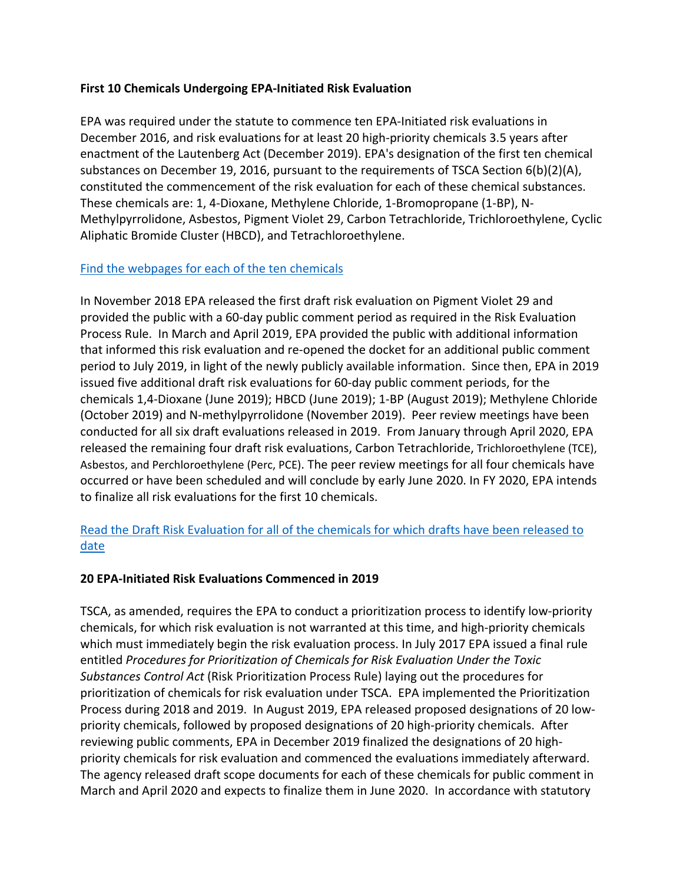**First 10 Chemicals Undergoing EPA-Initiated Risk Evaluation**

EPA was required under the statute to commence ten EPA-Initiated risk evaluations in December 2016, and risk evaluations for at least 20 high-priority chemicals 3.5 years after enactment of the Lautenberg Act (December 2019). EPA's designation of the first ten chemical substances on December 19, 2016, pursuant to the requirements of TSCA Section 6(b)(2)(A), constituted the commencement of the risk evaluation for each of these chemical substances. These chemicals are: 1, 4-Dioxane, Methylene Chloride, 1-Bromopropane (1-BP), N-Methylpyrrolidone, Asbestos, Pigment Violet 29, Carbon Tetrachloride, Trichloroethylene, Cyclic Aliphatic Bromide Cluster (HBCD), and Tetrachloroethylene.

Find the webpages for each of the ten chemicals

In November 2018 EPA released the first draft risk evaluation on Pigment Violet 29 and provided the public with a 60-day public comment period as required in the Risk Evaluation Process Rule. In March and April 2019, EPA provided the public with additional information that informed this risk evaluation and re-opened the docket for an additional public comment period to July 2019, in light of the newly publicly available information. Since then, EPA in 2019 issued five additional draft risk evaluations for 60-day public comment periods, for the chemicals 1,4-Dioxane (June 2019); HBCD (June 2019); 1-BP (August 2019); Methylene Chloride (October 2019) and N-methylpyrrolidone (November 2019). Peer review meetings have been conducted for all six draft evaluations released in 2019. From January through April 2020, EPA released the remaining four draft risk evaluations, Carbon Tetrachloride, Trichloroethylene (TCE), Asbestos, and Perchloroethylene (Perc, PCE). The peer review meetings for all four chemicals have occurred or have been scheduled and will conclude by early June 2020. In FY 2020, EPA intends to finalize all risk evaluations for the first 10 chemicals.

Read the Draft Risk Evaluation for all of the chemicals for which drafts have been released to date

**20 EPA-Initiated Risk Evaluations Commenced in 2019**

TSCA, as amended, requires the EPA to conduct a prioritization process to identify low-priority chemicals, for which risk evaluation is not warranted at this time, and high-priority chemicals which must immediately begin the risk evaluation process. In July 2017 EPA issued a final rule entitled *Procedures for Prioritization of Chemicals for Risk Evaluation Under the Toxic Substances Control Act* (Risk Prioritization Process Rule) laying out the procedures for prioritization of chemicals for risk evaluation under TSCA. EPA implemented the Prioritization Process during 2018 and 2019. In August 2019, EPA released proposed designations of 20 low-priority chemicals, followed by proposed designations of 20 high-priority chemicals. After reviewing public comments, EPA in December 2019 finalized the designations of 20 high-priority chemicals for risk evaluation and commenced the evaluations immediately afterward. The agency released draft scope documents for each of these chemicals for public comment in March and April 2020 and expects to finalize them in June 2020. In accordance with statutory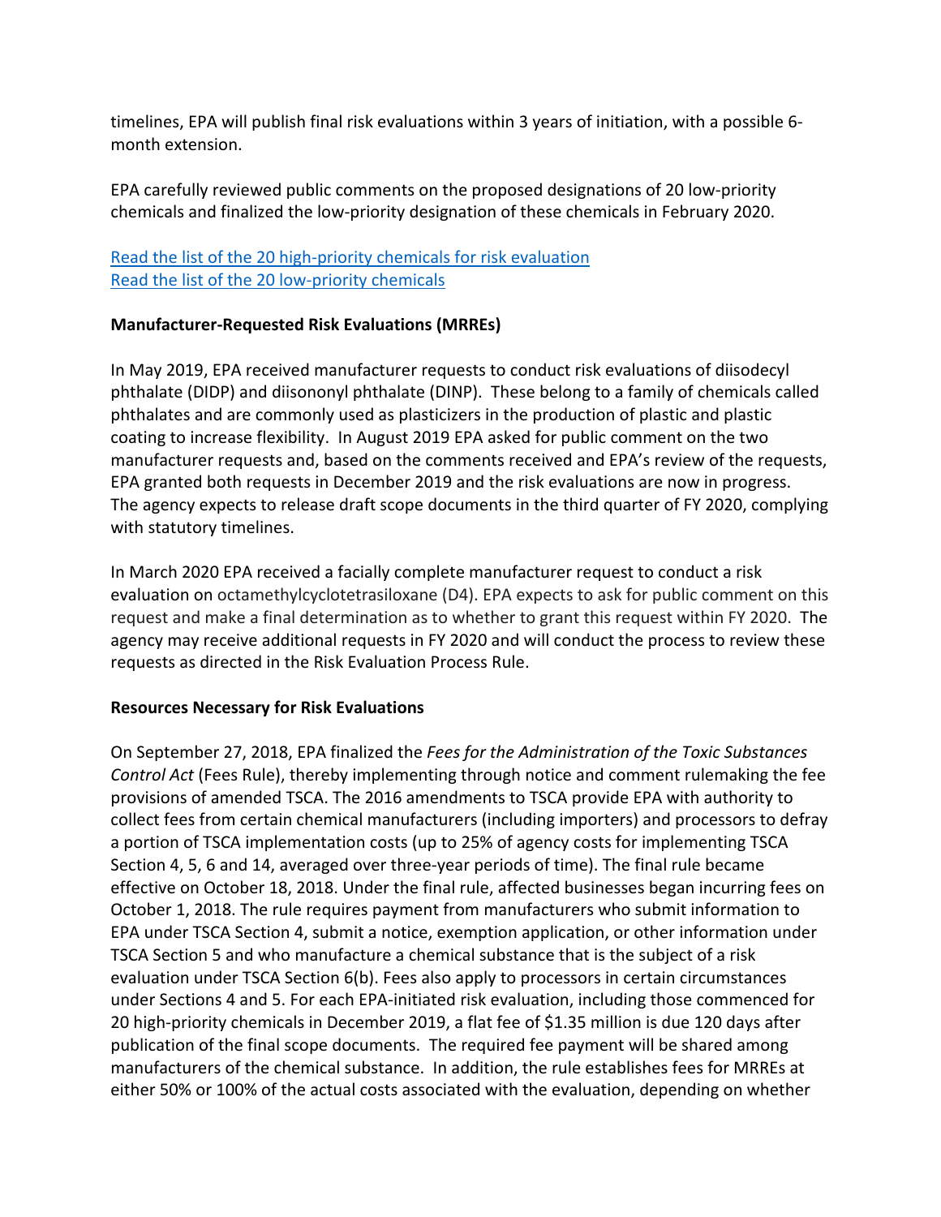timelines, EPA will publish final risk evaluations within 3 years of initiation, with a possible 6-month extension.

EPA carefully reviewed public comments on the proposed designations of 20 low-priority chemicals and finalized the low-priority designation of these chemicals in February 2020.

[Read the list of the 20 high-priority chemicals for risk evaluation](#)
[Read the list of the 20 low-priority chemicals](#)

**Manufacturer-Requested Risk Evaluations (MRREs)**

In May 2019, EPA received manufacturer requests to conduct risk evaluations of diisodecyl phthalate (DIDP) and diisononyl phthalate (DINP). These belong to a family of chemicals called phthalates and are commonly used as plasticizers in the production of plastic and plastic coating to increase flexibility. In August 2019 EPA asked for public comment on the two manufacturer requests and, based on the comments received and EPA's review of the requests, EPA granted both requests in December 2019 and the risk evaluations are now in progress. The agency expects to release draft scope documents in the third quarter of FY 2020, complying with statutory timelines.

In March 2020 EPA received a facially complete manufacturer request to conduct a risk evaluation on octamethylcyclotetrasiloxane (D4). EPA expects to ask for public comment on this request and make a final determination as to whether to grant this request within FY 2020. The agency may receive additional requests in FY 2020 and will conduct the process to review these requests as directed in the Risk Evaluation Process Rule.

**Resources Necessary for Risk Evaluations**

On September 27, 2018, EPA finalized the *Fees for the Administration of the Toxic Substances Control Act* (Fees Rule), thereby implementing through notice and comment rulemaking the fee provisions of amended TSCA. The 2016 amendments to TSCA provide EPA with authority to collect fees from certain chemical manufacturers (including importers) and processors to defray a portion of TSCA implementation costs (up to 25% of agency costs for implementing TSCA Section 4, 5, 6 and 14, averaged over three-year periods of time). The final rule became effective on October 18, 2018. Under the final rule, affected businesses began incurring fees on October 1, 2018. The rule requires payment from manufacturers who submit information to EPA under TSCA Section 4, submit a notice, exemption application, or other information under TSCA Section 5 and who manufacture a chemical substance that is the subject of a risk evaluation under TSCA Section 6(b). Fees also apply to processors in certain circumstances under Sections 4 and 5. For each EPA-initiated risk evaluation, including those commenced for 20 high-priority chemicals in December 2019, a flat fee of $1.35 million is due 120 days after publication of the final scope documents. The required fee payment will be shared among manufacturers of the chemical substance. In addition, the rule establishes fees for MRREs at either 50% or 100% of the actual costs associated with the evaluation, depending on whether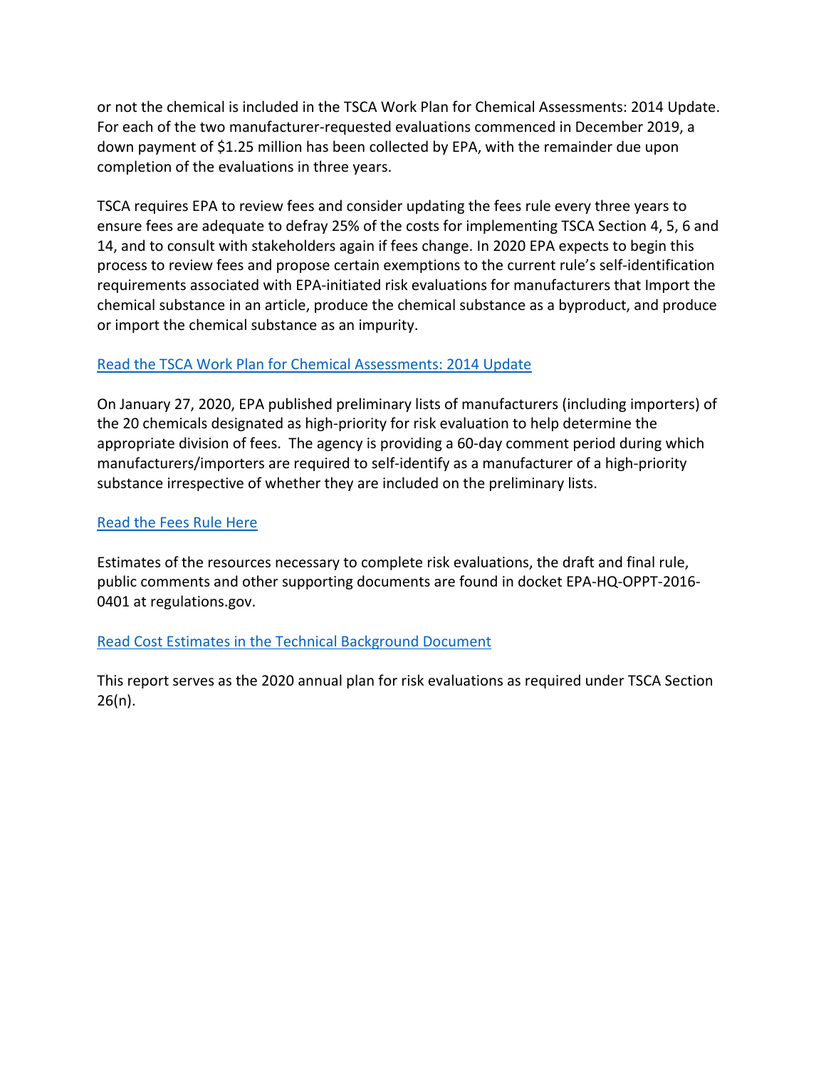or not the chemical is included in the TSCA Work Plan for Chemical Assessments: 2014 Update. For each of the two manufacturer-requested evaluations commenced in December 2019, a down payment of $1.25 million has been collected by EPA, with the remainder due upon completion of the evaluations in three years.

TSCA requires EPA to review fees and consider updating the fees rule every three years to ensure fees are adequate to defray 25% of the costs for implementing TSCA Section 4, 5, 6 and 14, and to consult with stakeholders again if fees change. In 2020 EPA expects to begin this process to review fees and propose certain exemptions to the current rule's self-identification requirements associated with EPA-initiated risk evaluations for manufacturers that Import the chemical substance in an article, produce the chemical substance as a byproduct, and produce or import the chemical substance as an impurity.

Read the TSCA Work Plan for Chemical Assessments: 2014 Update

On January 27, 2020, EPA published preliminary lists of manufacturers (including importers) of the 20 chemicals designated as high-priority for risk evaluation to help determine the appropriate division of fees. The agency is providing a 60-day comment period during which manufacturers/importers are required to self-identify as a manufacturer of a high-priority substance irrespective of whether they are included on the preliminary lists.

Read the Fees Rule Here

Estimates of the resources necessary to complete risk evaluations, the draft and final rule, public comments and other supporting documents are found in docket EPA-HQ-OPPT-2016-0401 at regulations.gov.

Read Cost Estimates in the Technical Background Document

This report serves as the 2020 annual plan for risk evaluations as required under TSCA Section 26(n).